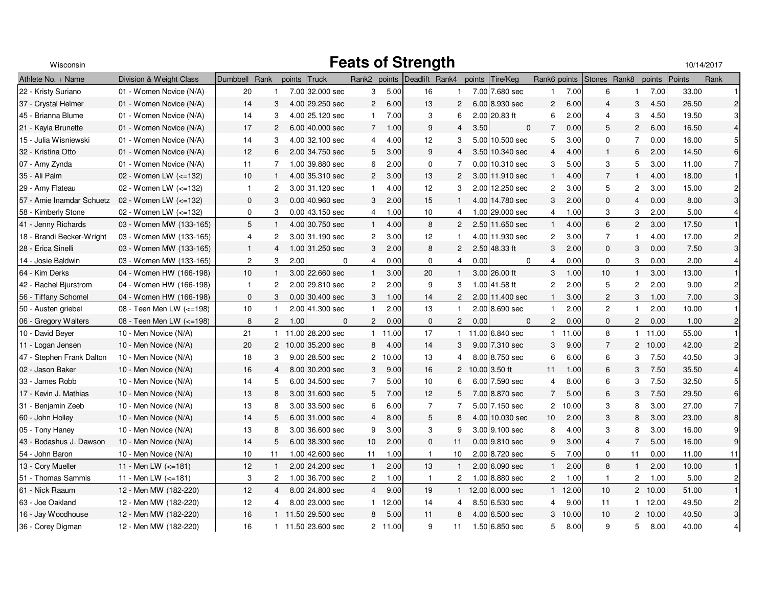Wisconsin

# Feats of Strength

10/14/2017

| Athlete No. + Name | Division & Weight Class | Dumbbell | Rank | points | Truck | Rank2 | points | Deadlift | Rank4 | points | Tire/Keg | Rank6 | points | Stones | Rank8 | points | Points | Rank |
|---|---|---|---|---|---|---|---|---|---|---|---|---|---|---|---|---|---|---|
| 22 - Kristy Suriano | 01 - Women Novice (N/A) | 20 | 1 | 7.00 | 32.000 sec | 3 | 5.00 | 16 | 1 | 7.00 | 7.680 sec | 1 | 7.00 | 6 | 1 | 7.00 | 33.00 | 1 |
| 37 - Crystal Helmer | 01 - Women Novice (N/A) | 14 | 3 | 4.00 | 29.250 sec | 2 | 6.00 | 13 | 2 | 6.00 | 8.930 sec | 2 | 6.00 | 4 | 3 | 4.50 | 26.50 | 2 |
| 45 - Brianna Blume | 01 - Women Novice (N/A) | 14 | 3 | 4.00 | 25.120 sec | 1 | 7.00 | 3 | 6 | 2.00 | 20.83 ft | 6 | 2.00 | 4 | 3 | 4.50 | 19.50 | 3 |
| 21 - Kayla Brunette | 01 - Women Novice (N/A) | 17 | 2 | 6.00 | 40.000 sec | 7 | 1.00 | 9 | 4 | 3.50 | 0 | 7 | 0.00 | 5 | 2 | 6.00 | 16.50 | 4 |
| 15 - Julia Wisniewski | 01 - Women Novice (N/A) | 14 | 3 | 4.00 | 32.100 sec | 4 | 4.00 | 12 | 3 | 5.00 | 10.500 sec | 5 | 3.00 | 0 | 7 | 0.00 | 16.00 | 5 |
| 32 - Kristina Otto | 01 - Women Novice (N/A) | 12 | 6 | 2.00 | 34.750 sec | 5 | 3.00 | 9 | 4 | 3.50 | 10.340 sec | 4 | 4.00 | 1 | 6 | 2.00 | 14.50 | 6 |
| 07 - Amy Zynda | 01 - Women Novice (N/A) | 11 | 7 | 1.00 | 39.880 sec | 6 | 2.00 | 0 | 7 | 0.00 | 10.310 sec | 3 | 5.00 | 3 | 5 | 3.00 | 11.00 | 7 |
| 35 - Ali Palm | 02 - Women LW (<=132) | 10 | 1 | 4.00 | 35.310 sec | 2 | 3.00 | 13 | 2 | 3.00 | 11.910 sec | 1 | 4.00 | 7 | 1 | 4.00 | 18.00 | 1 |
| 29 - Amy Flateau | 02 - Women LW (<=132) | 1 | 2 | 3.00 | 31.120 sec | 1 | 4.00 | 12 | 3 | 2.00 | 12.250 sec | 2 | 3.00 | 5 | 2 | 3.00 | 15.00 | 2 |
| 57 - Amie Inamdar Schuetz | 02 - Women LW (<=132) | 0 | 3 | 0.00 | 40.960 sec | 3 | 2.00 | 15 | 1 | 4.00 | 14.780 sec | 3 | 2.00 | 0 | 4 | 0.00 | 8.00 | 3 |
| 58 - Kimberly Stone | 02 - Women LW (<=132) | 0 | 3 | 0.00 | 43.150 sec | 4 | 1.00 | 10 | 4 | 1.00 | 29.000 sec | 4 | 1.00 | 3 | 3 | 2.00 | 5.00 | 4 |
| 41 - Jenny Richards | 03 - Women MW (133-165) | 5 | 1 | 4.00 | 30.750 sec | 1 | 4.00 | 8 | 2 | 2.50 | 11.650 sec | 1 | 4.00 | 6 | 2 | 3.00 | 17.50 | 1 |
| 18 - Brandi Becker-Wright | 03 - Women MW (133-165) | 4 | 2 | 3.00 | 31.190 sec | 2 | 3.00 | 12 | 1 | 4.00 | 11.930 sec | 2 | 3.00 | 7 | 1 | 4.00 | 17.00 | 2 |
| 28 - Erica Sinelli | 03 - Women MW (133-165) | 1 | 4 | 1.00 | 31.250 sec | 3 | 2.00 | 8 | 2 | 2.50 | 48.33 ft | 3 | 2.00 | 0 | 3 | 0.00 | 7.50 | 3 |
| 14 - Josie Baldwin | 03 - Women MW (133-165) | 2 | 3 | 2.00 | 0 | 4 | 0.00 | 0 | 4 | 0.00 | 0 | 4 | 0.00 | 0 | 3 | 0.00 | 2.00 | 4 |
| 64 - Kim Derks | 04 - Women HW (166-198) | 10 | 1 | 3.00 | 22.660 sec | 1 | 3.00 | 20 | 1 | 3.00 | 26.00 ft | 3 | 1.00 | 10 | 1 | 3.00 | 13.00 | 1 |
| 42 - Rachel Bjurstrom | 04 - Women HW (166-198) | 1 | 2 | 2.00 | 29.810 sec | 2 | 2.00 | 9 | 3 | 1.00 | 41.58 ft | 2 | 2.00 | 5 | 2 | 2.00 | 9.00 | 2 |
| 56 - Tiffany Schomel | 04 - Women HW (166-198) | 0 | 3 | 0.00 | 30.400 sec | 3 | 1.00 | 14 | 2 | 2.00 | 11.400 sec | 1 | 3.00 | 2 | 3 | 1.00 | 7.00 | 3 |
| 50 - Austen griebel | 08 - Teen Men LW (<=198) | 10 | 1 | 2.00 | 41.300 sec | 1 | 2.00 | 13 | 1 | 2.00 | 8.690 sec | 1 | 2.00 | 2 | 1 | 2.00 | 10.00 | 1 |
| 06 - Gregory Walters | 08 - Teen Men LW (<=198) | 8 | 2 | 1.00 | 0 | 2 | 0.00 | 0 | 2 | 0.00 | 0 | 2 | 0.00 | 0 | 2 | 0.00 | 1.00 | 2 |
| 10 - David Beyer | 10 - Men Novice (N/A) | 21 | 1 | 11.00 | 28.200 sec | 1 | 11.00 | 17 | 1 | 11.00 | 6.840 sec | 1 | 11.00 | 8 | 1 | 11.00 | 55.00 | 1 |
| 11 - Logan Jensen | 10 - Men Novice (N/A) | 20 | 2 | 10.00 | 35.200 sec | 8 | 4.00 | 14 | 3 | 9.00 | 7.310 sec | 3 | 9.00 | 7 | 2 | 10.00 | 42.00 | 2 |
| 47 - Stephen Frank Dalton | 10 - Men Novice (N/A) | 18 | 3 | 9.00 | 28.500 sec | 2 | 10.00 | 13 | 4 | 8.00 | 8.750 sec | 6 | 6.00 | 6 | 3 | 7.50 | 40.50 | 3 |
| 02 - Jason Baker | 10 - Men Novice (N/A) | 16 | 4 | 8.00 | 30.200 sec | 3 | 9.00 | 16 | 2 | 10.00 | 3.50 ft | 11 | 1.00 | 6 | 3 | 7.50 | 35.50 | 4 |
| 33 - James Robb | 10 - Men Novice (N/A) | 14 | 5 | 6.00 | 34.500 sec | 7 | 5.00 | 10 | 6 | 6.00 | 7.590 sec | 4 | 8.00 | 6 | 3 | 7.50 | 32.50 | 5 |
| 17 - Kevin J. Mathias | 10 - Men Novice (N/A) | 13 | 8 | 3.00 | 31.600 sec | 5 | 7.00 | 12 | 5 | 7.00 | 8.870 sec | 7 | 5.00 | 6 | 3 | 7.50 | 29.50 | 6 |
| 31 - Benjamin Zeeb | 10 - Men Novice (N/A) | 13 | 8 | 3.00 | 33.500 sec | 6 | 6.00 | 7 | 7 | 5.00 | 7.150 sec | 2 | 10.00 | 3 | 8 | 3.00 | 27.00 | 7 |
| 60 - John Holley | 10 - Men Novice (N/A) | 14 | 5 | 6.00 | 31.000 sec | 4 | 8.00 | 5 | 8 | 4.00 | 10.030 sec | 10 | 2.00 | 3 | 8 | 3.00 | 23.00 | 8 |
| 05 - Tony Haney | 10 - Men Novice (N/A) | 13 | 8 | 3.00 | 36.600 sec | 9 | 3.00 | 3 | 9 | 3.00 | 9.100 sec | 8 | 4.00 | 3 | 8 | 3.00 | 16.00 | 9 |
| 43 - Bodashus J. Dawson | 10 - Men Novice (N/A) | 14 | 5 | 6.00 | 38.300 sec | 10 | 2.00 | 0 | 11 | 0.00 | 9.810 sec | 9 | 3.00 | 4 | 7 | 5.00 | 16.00 | 9 |
| 54 - John Baron | 10 - Men Novice (N/A) | 10 | 11 | 1.00 | 42.600 sec | 11 | 1.00 | 1 | 10 | 2.00 | 8.720 sec | 5 | 7.00 | 0 | 11 | 0.00 | 11.00 | 11 |
| 13 - Cory Mueller | 11 - Men LW (<=181) | 12 | 1 | 2.00 | 24.200 sec | 1 | 2.00 | 13 | 1 | 2.00 | 6.090 sec | 1 | 2.00 | 8 | 1 | 2.00 | 10.00 | 1 |
| 51 - Thomas Sammis | 11 - Men LW (<=181) | 3 | 2 | 1.00 | 36.700 sec | 2 | 1.00 | 1 | 2 | 1.00 | 8.880 sec | 2 | 1.00 | 1 | 2 | 1.00 | 5.00 | 2 |
| 61 - Nick Raaum | 12 - Men MW (182-220) | 12 | 4 | 8.00 | 24.800 sec | 4 | 9.00 | 19 | 1 | 12.00 | 6.000 sec | 1 | 12.00 | 10 | 2 | 10.00 | 51.00 | 1 |
| 63 - Joe Oakland | 12 - Men MW (182-220) | 12 | 4 | 8.00 | 23.000 sec | 1 | 12.00 | 14 | 4 | 8.50 | 6.530 sec | 4 | 9.00 | 11 | 1 | 12.00 | 49.50 | 2 |
| 16 - Jay Woodhouse | 12 - Men MW (182-220) | 16 | 1 | 11.50 | 29.500 sec | 8 | 5.00 | 11 | 8 | 4.00 | 6.500 sec | 3 | 10.00 | 10 | 2 | 10.00 | 40.50 | 3 |
| 36 - Corey Digman | 12 - Men MW (182-220) | 16 | 1 | 11.50 | 23.600 sec | 2 | 11.00 | 9 | 11 | 1.50 | 6.850 sec | 5 | 8.00 | 9 | 5 | 8.00 | 40.00 | 4 |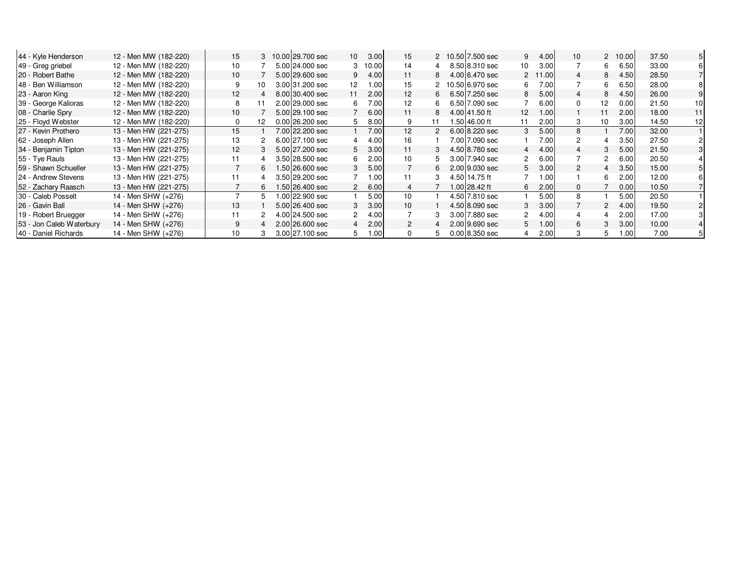| | | | | | | | | | | | | | | | | | | | |
|---|---|---|---|---|---|---|---|---|---|---|---|---|---|---|---|---|---|---|---|
| 44 - Kyle Henderson | 12 - Men MW (182-220) | 15 | 3 | 10.00 | 29.700 sec | 10 | 3.00 | 15 | 2 | 10.50 | 7.500 sec | 9 | 4.00 | 10 | 2 | 10.00 | 37.50 | 5 |
| 49 - Greg griebel | 12 - Men MW (182-220) | 10 | 7 | 5.00 | 24.000 sec | 3 | 10.00 | 14 | 4 | 8.50 | 8.310 sec | 10 | 3.00 | 7 | 6 | 6.50 | 33.00 | 6 |
| 20 - Robert Bathe | 12 - Men MW (182-220) | 10 | 7 | 5.00 | 29.600 sec | 9 | 4.00 | 11 | 8 | 4.00 | 6.470 sec | 2 | 11.00 | 4 | 8 | 4.50 | 28.50 | 7 |
| 48 - Ben Williamson | 12 - Men MW (182-220) | 9 | 10 | 3.00 | 31.200 sec | 12 | 1.00 | 15 | 2 | 10.50 | 6.970 sec | 6 | 7.00 | 7 | 6 | 6.50 | 28.00 | 8 |
| 23 - Aaron King | 12 - Men MW (182-220) | 12 | 4 | 8.00 | 30.400 sec | 11 | 2.00 | 12 | 6 | 6.50 | 7.250 sec | 8 | 5.00 | 4 | 8 | 4.50 | 26.00 | 9 |
| 39 - George Kalioras | 12 - Men MW (182-220) | 8 | 11 | 2.00 | 29.000 sec | 6 | 7.00 | 12 | 6 | 6.50 | 7.090 sec | 7 | 6.00 | 0 | 12 | 0.00 | 21.50 | 10 |
| 08 - Charlie Spry | 12 - Men MW (182-220) | 10 | 7 | 5.00 | 29.100 sec | 7 | 6.00 | 11 | 8 | 4.00 | 41.50 ft | 12 | 1.00 | 1 | 11 | 2.00 | 18.00 | 11 |
| 25 - Floyd Webster | 12 - Men MW (182-220) | 0 | 12 | 0.00 | 26.200 sec | 5 | 8.00 | 9 | 11 | 1.50 | 46.00 ft | 11 | 2.00 | 3 | 10 | 3.00 | 14.50 | 12 |
| 27 - Kevin Prothero | 13 - Men HW (221-275) | 15 | 1 | 7.00 | 22.200 sec | 1 | 7.00 | 12 | 2 | 6.00 | 8.220 sec | 3 | 5.00 | 8 | 1 | 7.00 | 32.00 | 1 |
| 62 - Joseph Allen | 13 - Men HW (221-275) | 13 | 2 | 6.00 | 27.100 sec | 4 | 4.00 | 16 | 1 | 7.00 | 7.090 sec | 1 | 7.00 | 2 | 4 | 3.50 | 27.50 | 2 |
| 34 - Benjamin Tipton | 13 - Men HW (221-275) | 12 | 3 | 5.00 | 27.200 sec | 5 | 3.00 | 11 | 3 | 4.50 | 8.780 sec | 4 | 4.00 | 4 | 3 | 5.00 | 21.50 | 3 |
| 55 - Tye Rauls | 13 - Men HW (221-275) | 11 | 4 | 3.50 | 28.500 sec | 6 | 2.00 | 10 | 5 | 3.00 | 7.940 sec | 2 | 6.00 | 7 | 2 | 6.00 | 20.50 | 4 |
| 59 - Shawn Schueller | 13 - Men HW (221-275) | 7 | 6 | 1.50 | 26.600 sec | 3 | 5.00 | 7 | 6 | 2.00 | 9.030 sec | 5 | 3.00 | 2 | 4 | 3.50 | 15.00 | 5 |
| 24 - Andrew Stevens | 13 - Men HW (221-275) | 11 | 4 | 3.50 | 29.200 sec | 7 | 1.00 | 11 | 3 | 4.50 | 14.75 ft | 7 | 1.00 | 1 | 6 | 2.00 | 12.00 | 6 |
| 52 - Zachary Raasch | 13 - Men HW (221-275) | 7 | 6 | 1.50 | 26.400 sec | 2 | 6.00 | 4 | 7 | 1.00 | 28.42 ft | 6 | 2.00 | 0 | 7 | 0.00 | 10.50 | 7 |
| 30 - Caleb Posselt | 14 - Men SHW (+276) | 7 | 5 | 1.00 | 22.900 sec | 1 | 5.00 | 10 | 1 | 4.50 | 7.810 sec | 1 | 5.00 | 8 | 1 | 5.00 | 20.50 | 1 |
| 26 - Gavin Ball | 14 - Men SHW (+276) | 13 | 1 | 5.00 | 26.400 sec | 3 | 3.00 | 10 | 1 | 4.50 | 8.090 sec | 3 | 3.00 | 7 | 2 | 4.00 | 19.50 | 2 |
| 19 - Robert Bruegger | 14 - Men SHW (+276) | 11 | 2 | 4.00 | 24.500 sec | 2 | 4.00 | 7 | 3 | 3.00 | 7.880 sec | 2 | 4.00 | 4 | 4 | 2.00 | 17.00 | 3 |
| 53 - Jon Caleb Waterbury | 14 - Men SHW (+276) | 9 | 4 | 2.00 | 26.600 sec | 4 | 2.00 | 2 | 4 | 2.00 | 9.690 sec | 5 | 1.00 | 6 | 3 | 3.00 | 10.00 | 4 |
| 40 - Daniel Richards | 14 - Men SHW (+276) | 10 | 3 | 3.00 | 27.100 sec | 5 | 1.00 | 0 | 5 | 0.00 | 8.350 sec | 4 | 2.00 | 3 | 5 | 1.00 | 7.00 | 5 |